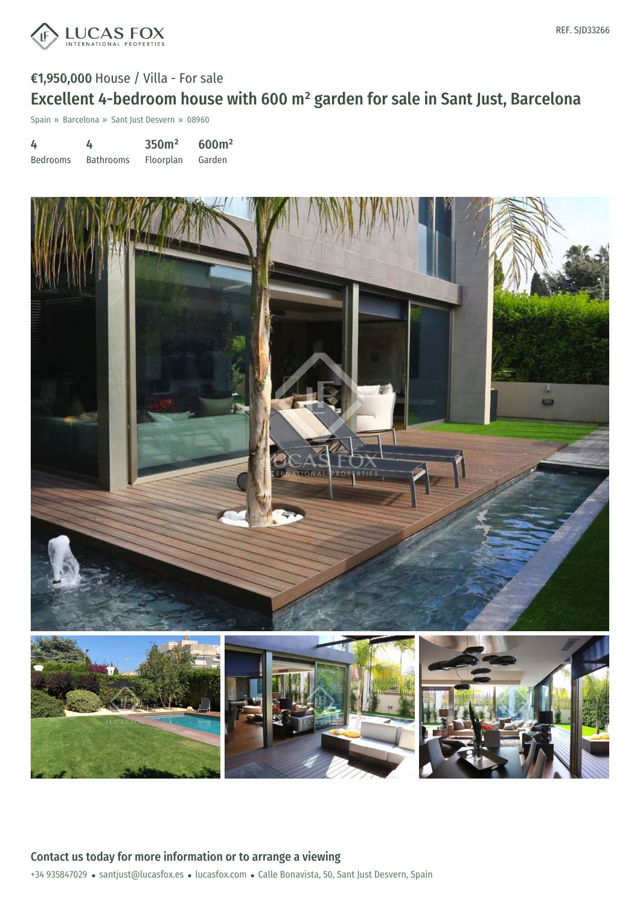REF. SJD33266

€1,950,000 House / Villa - For sale

# Excellent 4-bedroom house with 600 m² garden for sale in Sant Just, Barcelona

Spain » Barcelona » Sant Just Desvern » 08960

| 4 | 4 | 350m² | 600m² |
|---|---|---|---|
| Bedrooms | Bathrooms | Floorplan | Garden |

## Contact us today for more information or to arrange a viewing

+34 935847029 • santjust@lucasfox.es • lucasfox.com • Calle Bonavista, 50, Sant Just Desvern, Spain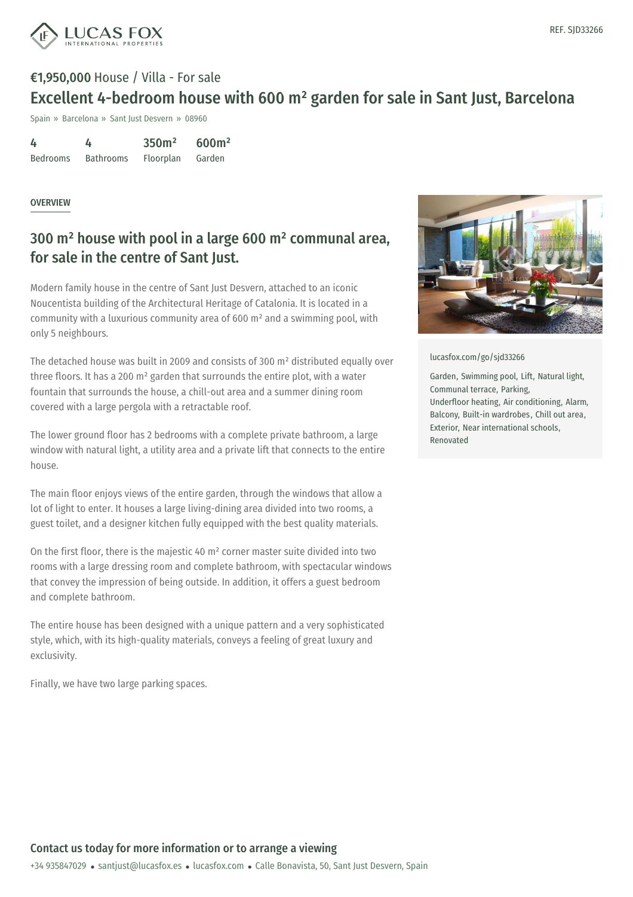REF. SJD33266

**€1,950,000** House / Villa - For sale

# Excellent 4-bedroom house with 600 m² garden for sale in Sant Just, Barcelona

Spain » Barcelona » Sant Just Desvern » 08960

| 4 | 4 | 350m² | 600m² |
|---|---|---|---|
| Bedrooms | Bathrooms | Floorplan | Garden |

OVERVIEW

## 300 m² house with pool in a large 600 m² communal area, for sale in the centre of Sant Just.

Modern family house in the centre of Sant Just Desvern, attached to an iconic Noucentista building of the Architectural Heritage of Catalonia. It is located in a community with a luxurious community area of 600 m² and a swimming pool, with only 5 neighbours.

The detached house was built in 2009 and consists of 300 m² distributed equally over three floors. It has a 200 m² garden that surrounds the entire plot, with a water fountain that surrounds the house, a chill-out area and a summer dining room covered with a large pergola with a retractable roof.

The lower ground floor has 2 bedrooms with a complete private bathroom, a large window with natural light, a utility area and a private lift that connects to the entire house.

The main floor enjoys views of the entire garden, through the windows that allow a lot of light to enter. It houses a large living-dining area divided into two rooms, a guest toilet, and a designer kitchen fully equipped with the best quality materials.

On the first floor, there is the majestic 40 m² corner master suite divided into two rooms with a large dressing room and complete bathroom, with spectacular windows that convey the impression of being outside. In addition, it offers a guest bedroom and complete bathroom.

The entire house has been designed with a unique pattern and a very sophisticated style, which, with its high-quality materials, conveys a feeling of great luxury and exclusivity.

Finally, we have two large parking spaces.

lucasfox.com/go/sjd33266

Garden, Swimming pool, Lift, Natural light, Communal terrace, Parking, Underfloor heating, Air conditioning, Alarm, Balcony, Built-in wardrobes, Chill out area, Exterior, Near international schools, Renovated

**Contact us today for more information or to arrange a viewing**

+34 935847029 • santjust@lucasfox.es • lucasfox.com • Calle Bonavista, 50, Sant Just Desvern, Spain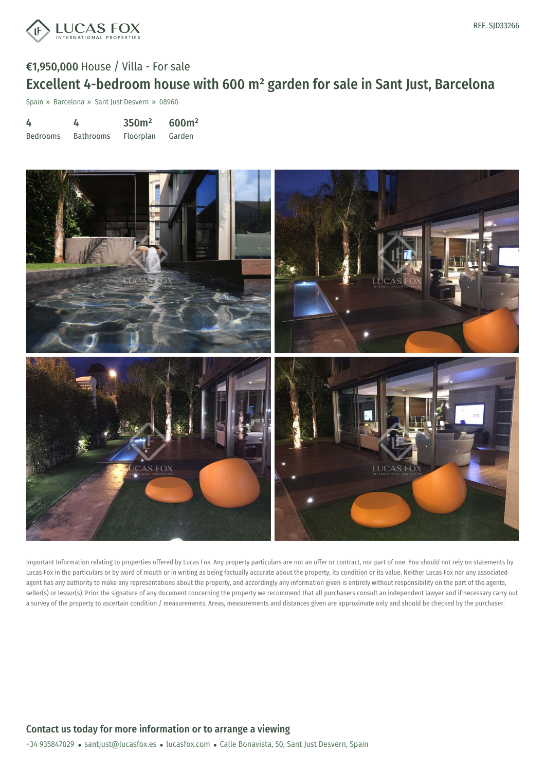REF. SJD33266

€1,950,000 House / Villa - For sale

# Excellent 4-bedroom house with 600 m² garden for sale in Sant Just, Barcelona

Spain » Barcelona » Sant Just Desvern » 08960

| 4 | 4 | 350m² | 600m² |
|---|---|---|---|
| Bedrooms | Bathrooms | Floorplan | Garden |

Important Information relating to properties offered by Lucas Fox. Any property particulars are not an offer or contract, nor part of one. You should not rely on statements by Lucas Fox in the particulars or by word of mouth or in writing as being factually accurate about the property, its condition or its value. Neither Lucas Fox nor any associated agent has any authority to make any representations about the property, and accordingly any information given is entirely without responsibility on the part of the agents, seller(s) or lessor(s). Prior the signature of any document concerning the property we recommend that all purchasers consult an independent lawyer and if necessary carry out a survey of the property to ascertain condition / measurements. Areas, measurements and distances given are approximate only and should be checked by the purchaser.

## Contact us today for more information or to arrange a viewing

+34 935847029 • santjust@lucasfox.es • lucasfox.com • Calle Bonavista, 50, Sant Just Desvern, Spain